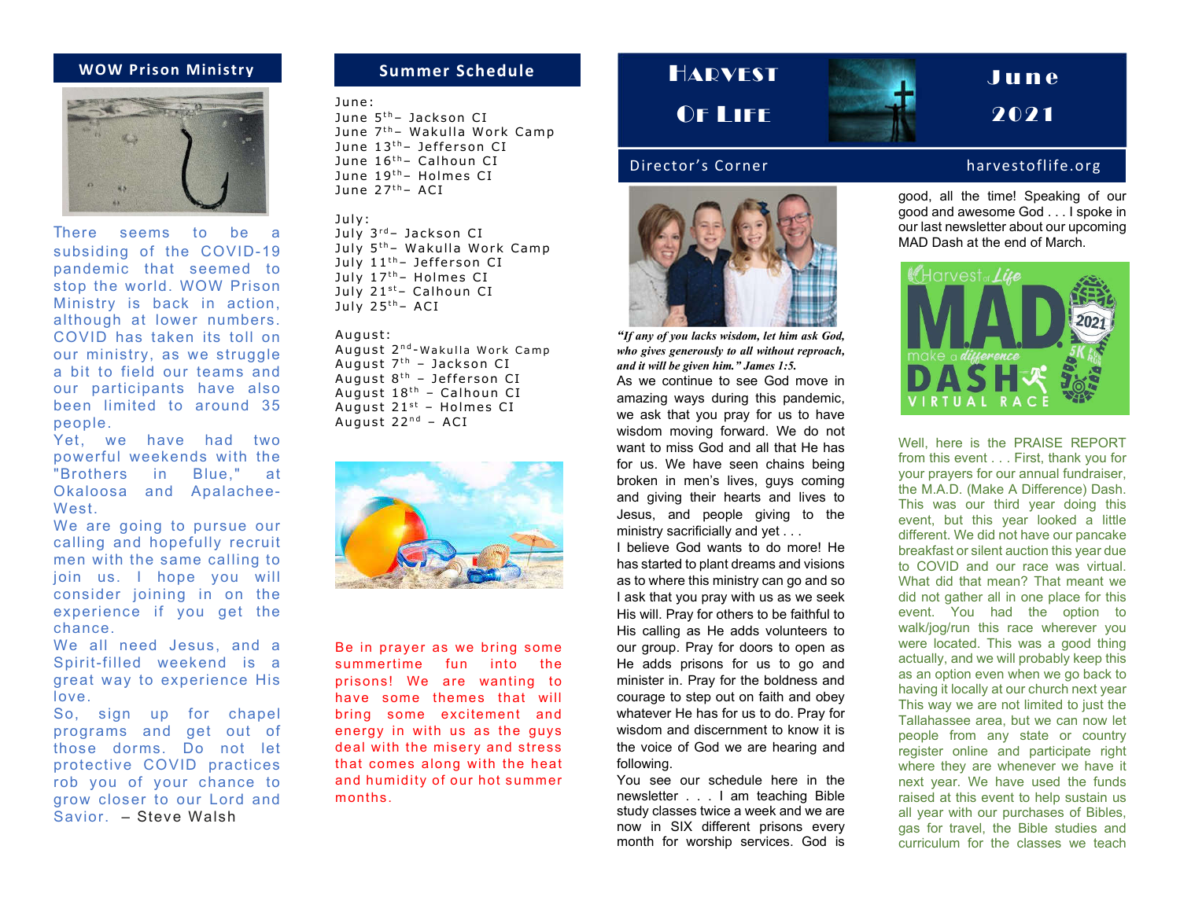## WOW Prison Ministry

There seems to be a subsiding of the COVID-19 pandemic that seemed to stop the world. WOW Prison Ministry is back in action, although at lower numbers. COVID has taken its toll on our ministry, as we struggle a bit to field our teams and our participants have also been limited to around 35 people.

Yet, we have had two powerful weekends with the "Brothers in Blue," at Okaloosa and Apalachee-West.

We are going to pursue our calling and hopefully recruit men with the same calling to join us. I hope you will consider joining in on the experience if you get the chance.

We all need Jesus, and a Spirit-filled weekend is a great way to experience His love.

So, sign up for chapel programs and get out of those dorms. Do not let protective COVID practices rob you of your chance to grow closer to our Lord and Savior. – Steve Walsh

## Summer Schedule

June:
June 5th– Jackson CI
June 7th– Wakulla Work Camp
June 13th– Jefferson CI
June 16th– Calhoun CI
June 19th– Holmes CI
June 27th– ACI

July:
July 3rd– Jackson CI
July 5th– Wakulla Work Camp
July 11th– Jefferson CI
July 17th– Holmes CI
July 21st– Calhoun CI
July 25th– ACI

August:
August 2nd-Wakulla Work Camp
August 7th – Jackson CI
August 8th – Jefferson CI
August 18th – Calhoun CI
August 21st – Holmes CI
August 22nd – ACI

Be in prayer as we bring some summertime fun into the prisons! We are wanting to have some themes that will bring some excitement and energy in with us as the guys deal with the misery and stress that comes along with the heat and humidity of our hot summer months.

# Harvest Of Life

# June 2021

## Director's Corner

harvestoflife.org

*"If any of you lacks wisdom, let him ask God, who gives generously to all without reproach, and it will be given him." James 1:5.*

As we continue to see God move in amazing ways during this pandemic, we ask that you pray for us to have wisdom moving forward. We do not want to miss God and all that He has for us. We have seen chains being broken in men's lives, guys coming and giving their hearts and lives to Jesus, and people giving to the ministry sacrificially and yet . . .

I believe God wants to do more! He has started to plant dreams and visions as to where this ministry can go and so I ask that you pray with us as we seek His will. Pray for others to be faithful to His calling as He adds volunteers to our group. Pray for doors to open as He adds prisons for us to go and minister in. Pray for the boldness and courage to step out on faith and obey whatever He has for us to do. Pray for wisdom and discernment to know it is the voice of God we are hearing and following.

You see our schedule here in the newsletter . . . I am teaching Bible study classes twice a week and we are now in SIX different prisons every month for worship services. God is good, all the time! Speaking of our good and awesome God . . . I spoke in our last newsletter about our upcoming MAD Dash at the end of March.

Well, here is the PRAISE REPORT from this event . . . First, thank you for your prayers for our annual fundraiser, the M.A.D. (Make A Difference) Dash. This was our third year doing this event, but this year looked a little different. We did not have our pancake breakfast or silent auction this year due to COVID and our race was virtual. What did that mean? That meant we did not gather all in one place for this event. You had the option to walk/jog/run this race wherever you were located. This was a good thing actually, and we will probably keep this as an option even when we go back to having it locally at our church next year This way we are not limited to just the Tallahassee area, but we can now let people from any state or country register online and participate right where they are whenever we have it next year. We have used the funds raised at this event to help sustain us all year with our purchases of Bibles, gas for travel, the Bible studies and curriculum for the classes we teach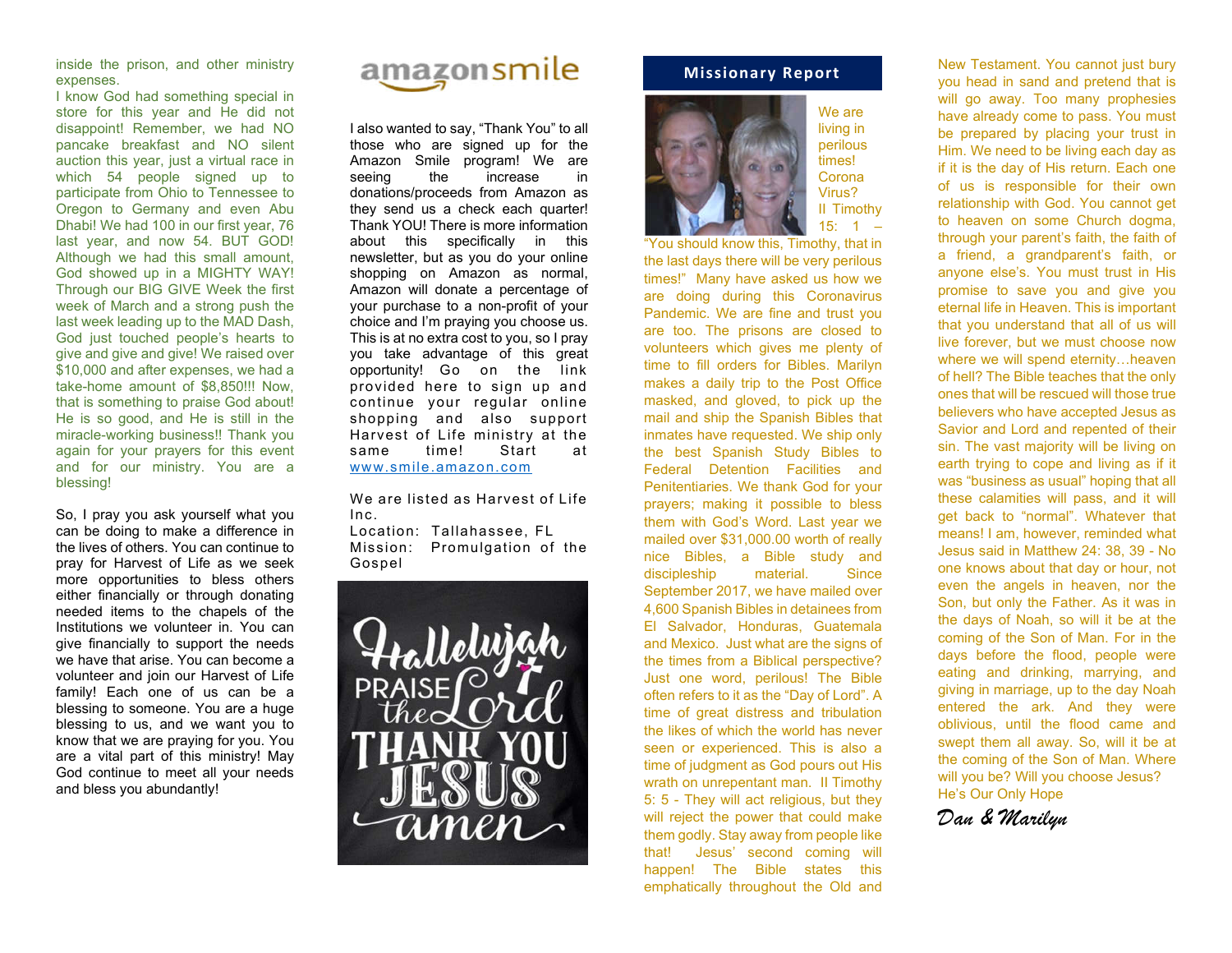inside the prison, and other ministry expenses.

I know God had something special in store for this year and He did not disappoint! Remember, we had NO pancake breakfast and NO silent auction this year, just a virtual race in which 54 people signed up to participate from Ohio to Tennessee to Oregon to Germany and even Abu Dhabi! We had 100 in our first year, 76 last year, and now 54. BUT GOD! Although we had this small amount, God showed up in a MIGHTY WAY! Through our BIG GIVE Week the first week of March and a strong push the last week leading up to the MAD Dash, God just touched people's hearts to give and give and give! We raised over $10,000 and after expenses, we had a take-home amount of $8,850!!! Now, that is something to praise God about! He is so good, and He is still in the miracle-working business!! Thank you again for your prayers for this event and for our ministry. You are a blessing!

So, I pray you ask yourself what you can be doing to make a difference in the lives of others. You can continue to pray for Harvest of Life as we seek more opportunities to bless others either financially or through donating needed items to the chapels of the Institutions we volunteer in. You can give financially to support the needs we have that arise. You can become a volunteer and join our Harvest of Life family! Each one of us can be a blessing to someone. You are a huge blessing to us, and we want you to know that we are praying for you. You are a vital part of this ministry! May God continue to meet all your needs and bless you abundantly!

amazonsmile

I also wanted to say, "Thank You" to all those who are signed up for the Amazon Smile program! We are seeing the increase in donations/proceeds from Amazon as they send us a check each quarter! Thank YOU! There is more information about this specifically in this newsletter, but as you do your online shopping on Amazon as normal, Amazon will donate a percentage of your purchase to a non-profit of your choice and I'm praying you choose us. This is at no extra cost to you, so I pray you take advantage of this great opportunity! Go on the link provided here to sign up and continue your regular online shopping and also support Harvest of Life ministry at the same time! Start at www.smile.amazon.com

We are listed as Harvest of Life Inc.
Location: Tallahassee, FL
Mission: Promulgation of the Gospel

Hallelujah PRAISE the Lord THANK YOU JESUS amen

## Missionary Report

We are living in perilous times! Corona Virus? II Timothy 15: 1 – "You should know this, Timothy, that in the last days there will be very perilous times!" Many have asked us how we are doing during this Coronavirus Pandemic. We are fine and trust you are too. The prisons are closed to volunteers which gives me plenty of time to fill orders for Bibles. Marilyn makes a daily trip to the Post Office masked, and gloved, to pick up the mail and ship the Spanish Bibles that inmates have requested. We ship only the best Spanish Study Bibles to Federal Detention Facilities and Penitentiaries. We thank God for your prayers; making it possible to bless them with God's Word. Last year we mailed over $31,000.00 worth of really nice Bibles, a Bible study and discipleship material. Since September 2017, we have mailed over 4,600 Spanish Bibles in detainees from El Salvador, Honduras, Guatemala and Mexico. Just what are the signs of the times from a Biblical perspective? Just one word, perilous! The Bible often refers to it as the "Day of Lord". A time of great distress and tribulation the likes of which the world has never seen or experienced. This is also a time of judgment as God pours out His wrath on unrepentant man. II Timothy 5: 5 - They will act religious, but they will reject the power that could make them godly. Stay away from people like that! Jesus' second coming will happen! The Bible states this emphatically throughout the Old and New Testament. You cannot just bury you head in sand and pretend that is will go away. Too many prophesies have already come to pass. You must be prepared by placing your trust in Him. We need to be living each day as if it is the day of His return. Each one of us is responsible for their own relationship with God. You cannot get to heaven on some Church dogma, through your parent's faith, the faith of a friend, a grandparent's faith, or anyone else's. You must trust in His promise to save you and give you eternal life in Heaven. This is important that you understand that all of us will live forever, but we must choose now where we will spend eternity…heaven of hell? The Bible teaches that the only ones that will be rescued will those true believers who have accepted Jesus as Savior and Lord and repented of their sin. The vast majority will be living on earth trying to cope and living as if it was "business as usual" hoping that all these calamities will pass, and it will get back to "normal". Whatever that means! I am, however, reminded what Jesus said in Matthew 24: 38, 39 - No one knows about that day or hour, not even the angels in heaven, nor the Son, but only the Father. As it was in the days of Noah, so will it be at the coming of the Son of Man. For in the days before the flood, people were eating and drinking, marrying, and giving in marriage, up to the day Noah entered the ark. And they were oblivious, until the flood came and swept them all away. So, will it be at the coming of the Son of Man. Where will you be? Will you choose Jesus? He's Our Only Hope

*Dan & Marilyn*